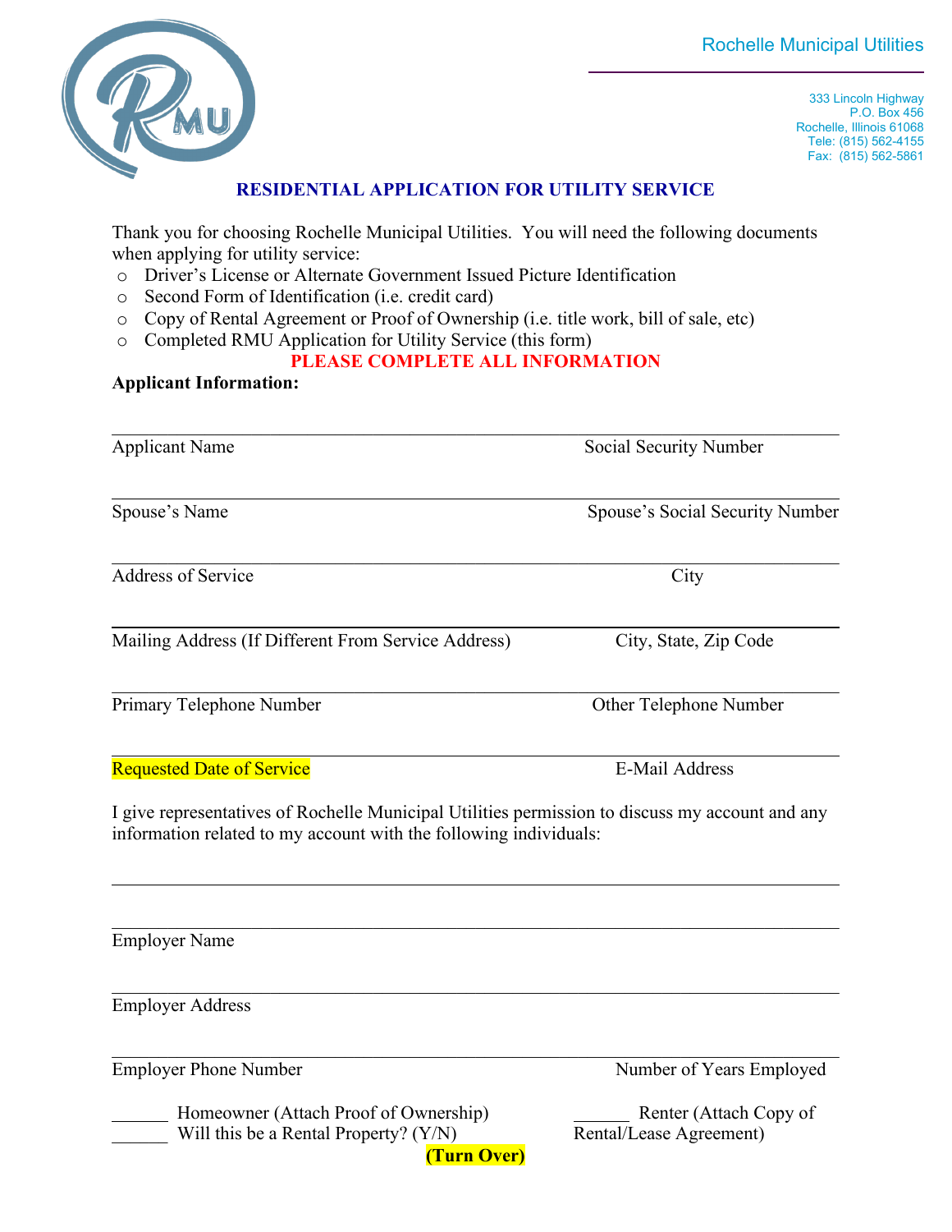Rochelle Municipal Utilities

333 Lincoln Highway
P.O. Box 456
Rochelle, Illinois 61068
Tele: (815) 562-4155
Fax: (815) 562-5861

## RESIDENTIAL APPLICATION FOR UTILITY SERVICE

Thank you for choosing Rochelle Municipal Utilities. You will need the following documents when applying for utility service:

- Driver's License or Alternate Government Issued Picture Identification
- Second Form of Identification (i.e. credit card)
- Copy of Rental Agreement or Proof of Ownership (i.e. title work, bill of sale, etc)
- Completed RMU Application for Utility Service (this form)

**PLEASE COMPLETE ALL INFORMATION**

**Applicant Information:**

_______________________________________________________________
Applicant Name | Social Security Number

_______________________________________________________________
Spouse's Name | Spouse's Social Security Number

_______________________________________________________________
Address of Service | City

_______________________________________________________________
Mailing Address (If Different From Service Address) | City, State, Zip Code

_______________________________________________________________
Primary Telephone Number | Other Telephone Number

_______________________________________________________________
Requested Date of Service | E-Mail Address

I give representatives of Rochelle Municipal Utilities permission to discuss my account and any information related to my account with the following individuals:

_______________________________________________________________

_______________________________________________________________
Employer Name

_______________________________________________________________
Employer Address

_______________________________________________________________
Employer Phone Number | Number of Years Employed

______ Homeowner (Attach Proof of Ownership)
______ Will this be a Rental Property? (Y/N)

______ Renter (Attach Copy of Rental/Lease Agreement)

**(Turn Over)**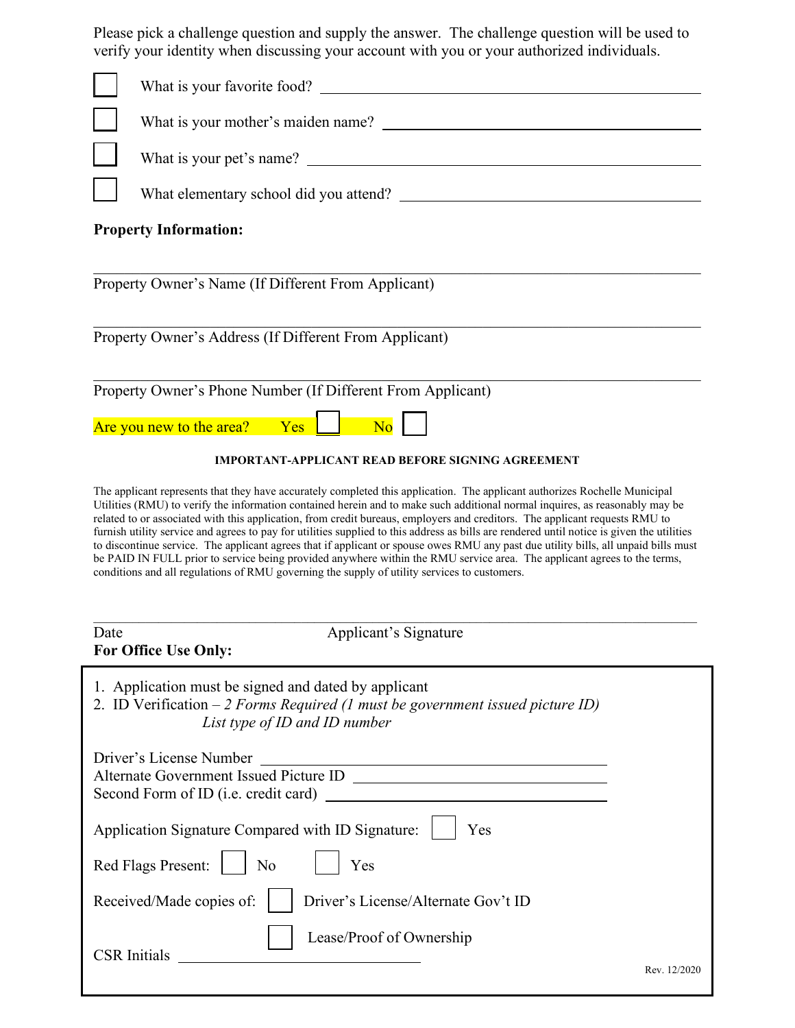Please pick a challenge question and supply the answer. The challenge question will be used to verify your identity when discussing your account with you or your authorized individuals.

☐ What is your favorite food? ______________________________

☐ What is your mother's maiden name? ______________________________

☐ What is your pet's name? ______________________________

☐ What elementary school did you attend? ______________________________

**Property Information:**

______________________________________________________________

Property Owner's Name (If Different From Applicant)

______________________________________________________________

Property Owner's Address (If Different From Applicant)

______________________________________________________________

Property Owner's Phone Number (If Different From Applicant)

Are you new to the area? Yes ☐ No ☐

**IMPORTANT-APPLICANT READ BEFORE SIGNING AGREEMENT**

The applicant represents that they have accurately completed this application. The applicant authorizes Rochelle Municipal Utilities (RMU) to verify the information contained herein and to make such additional normal inquires, as reasonably may be related to or associated with this application, from credit bureaus, employers and creditors. The applicant requests RMU to furnish utility service and agrees to pay for utilities supplied to this address as bills are rendered until notice is given the utilities to discontinue service. The applicant agrees that if applicant or spouse owes RMU any past due utility bills, all unpaid bills must be PAID IN FULL prior to service being provided anywhere within the RMU service area. The applicant agrees to the terms, conditions and all regulations of RMU governing the supply of utility services to customers.

______________________________________________________________

Date Applicant's Signature

**For Office Use Only:**

1. Application must be signed and dated by applicant
2. ID Verification – *2 Forms Required (1 must be government issued picture ID)*
   *List type of ID and ID number*

Driver's License Number ______________________________

Alternate Government Issued Picture ID ______________________________

Second Form of ID (i.e. credit card) ______________________________

Application Signature Compared with ID Signature: ☐ Yes

Red Flags Present: ☐ No ☐ Yes

Received/Made copies of: ☐ Driver's License/Alternate Gov't ID

☐ Lease/Proof of Ownership

CSR Initials ______________________________

Rev. 12/2020